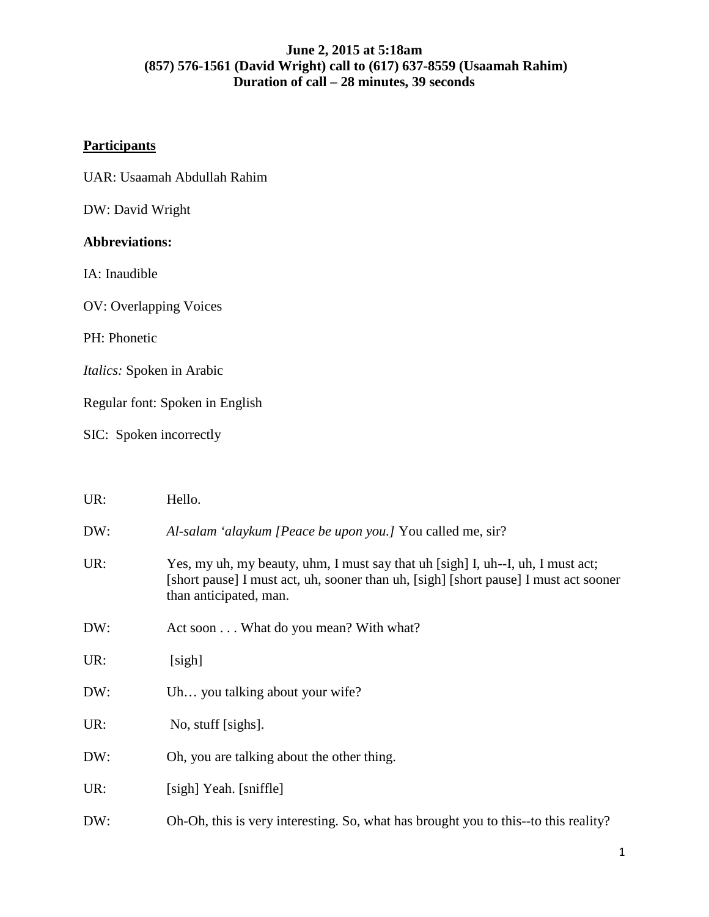**June 2, 2015 at 5:18am**
**(857) 576-1561 (David Wright) call to (617) 637-8559 (Usaamah Rahim)**
**Duration of call – 28 minutes, 39 seconds**

**Participants**

UAR: Usaamah Abdullah Rahim

DW: David Wright

**Abbreviations:**

IA: Inaudible

OV: Overlapping Voices

PH: Phonetic

*Italics:* Spoken in Arabic

Regular font: Spoken in English

SIC: Spoken incorrectly

UR: Hello.

DW: *Al-salam 'alaykum [Peace be upon you.]* You called me, sir?

UR: Yes, my uh, my beauty, uhm, I must say that uh [sigh] I, uh--I, uh, I must act; [short pause] I must act, uh, sooner than uh, [sigh] [short pause] I must act sooner than anticipated, man.

DW: Act soon . . . What do you mean? With what?

UR: [sigh]

DW: Uh… you talking about your wife?

UR: No, stuff [sighs].

DW: Oh, you are talking about the other thing.

UR: [sigh] Yeah. [sniffle]

DW: Oh-Oh, this is very interesting. So, what has brought you to this--to this reality?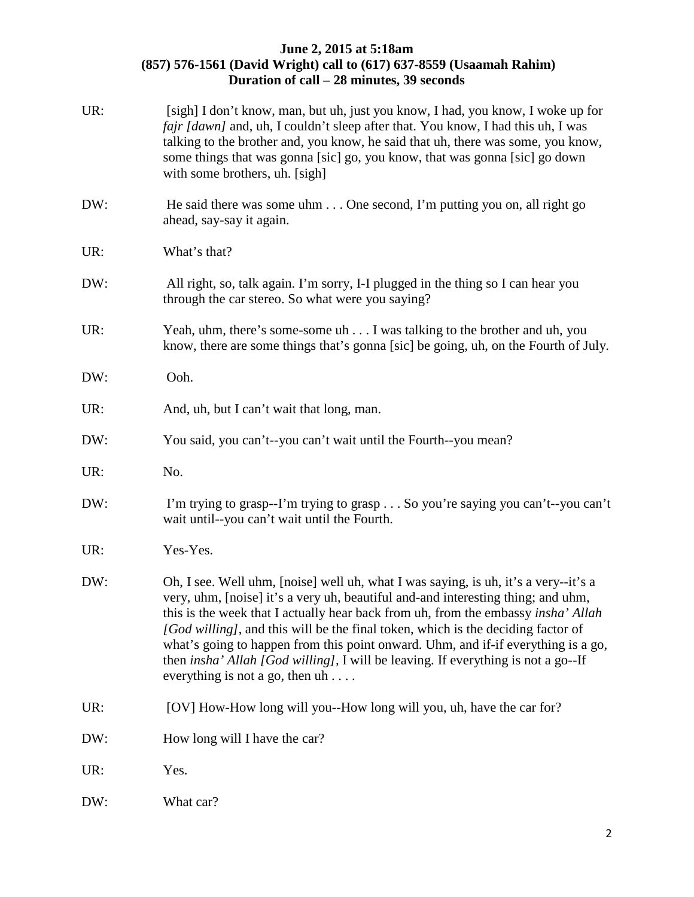**June 2, 2015 at 5:18am**
**(857) 576-1561 (David Wright) call to (617) 637-8559 (Usaamah Rahim)**
**Duration of call – 28 minutes, 39 seconds**

UR: [sigh] I don't know, man, but uh, just you know, I had, you know, I woke up for *fajr [dawn]* and, uh, I couldn't sleep after that. You know, I had this uh, I was talking to the brother and, you know, he said that uh, there was some, you know, some things that was gonna [sic] go, you know, that was gonna [sic] go down with some brothers, uh. [sigh]

DW: He said there was some uhm . . . One second, I'm putting you on, all right go ahead, say-say it again.

UR: What's that?

DW: All right, so, talk again. I'm sorry, I-I plugged in the thing so I can hear you through the car stereo. So what were you saying?

UR: Yeah, uhm, there's some-some uh . . . I was talking to the brother and uh, you know, there are some things that's gonna [sic] be going, uh, on the Fourth of July.

DW: Ooh.

UR: And, uh, but I can't wait that long, man.

DW: You said, you can't--you can't wait until the Fourth--you mean?

UR: No.

DW: I'm trying to grasp--I'm trying to grasp . . . So you're saying you can't--you can't wait until--you can't wait until the Fourth.

UR: Yes-Yes.

DW: Oh, I see. Well uhm, [noise] well uh, what I was saying, is uh, it's a very--it's a very, uhm, [noise] it's a very uh, beautiful and-and interesting thing; and uhm, this is the week that I actually hear back from uh, from the embassy *insha' Allah [God willing]*, and this will be the final token, which is the deciding factor of what's going to happen from this point onward. Uhm, and if-if everything is a go, then *insha' Allah [God willing]*, I will be leaving. If everything is not a go--If everything is not a go, then uh . . . .

UR: [OV] How-How long will you--How long will you, uh, have the car for?

DW: How long will I have the car?

UR: Yes.

DW: What car?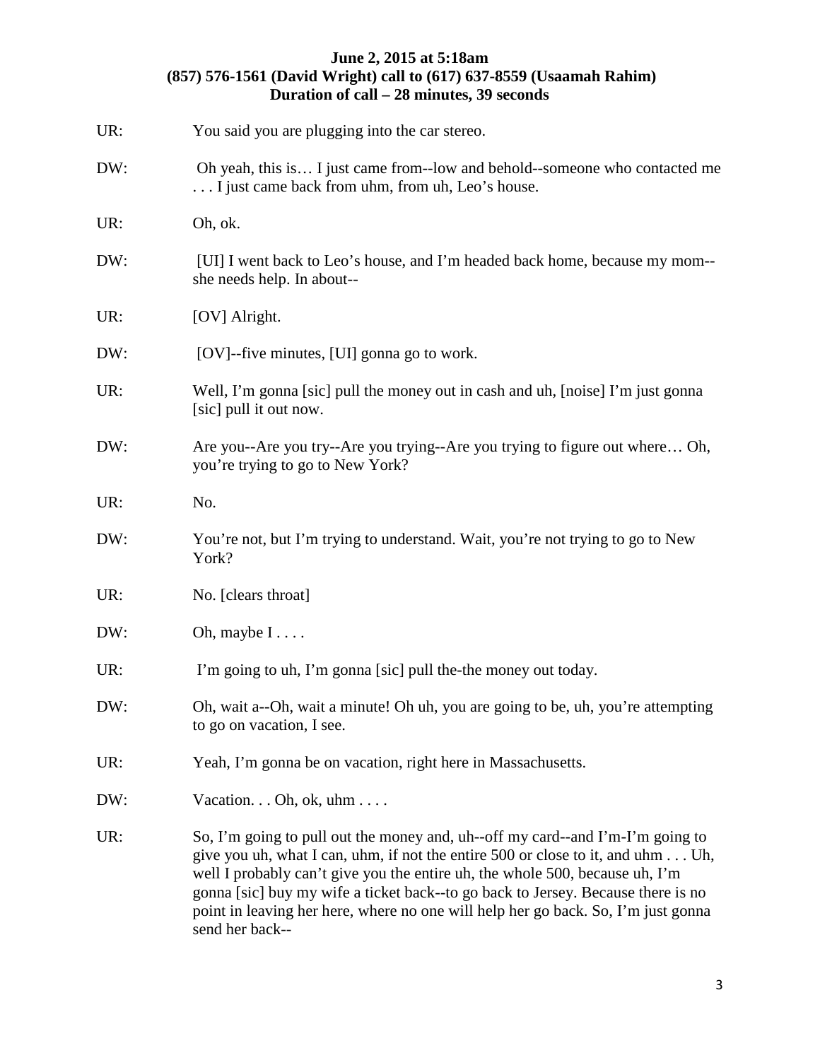**June 2, 2015 at 5:18am**
**(857) 576-1561 (David Wright) call to (617) 637-8559 (Usaamah Rahim)**
**Duration of call – 28 minutes, 39 seconds**

UR: You said you are plugging into the car stereo.

DW: Oh yeah, this is… I just came from--low and behold--someone who contacted me . . . I just came back from uhm, from uh, Leo's house.

UR: Oh, ok.

DW: [UI] I went back to Leo's house, and I'm headed back home, because my mom--she needs help. In about--

UR: [OV] Alright.

DW: [OV]--five minutes, [UI] gonna go to work.

UR: Well, I'm gonna [sic] pull the money out in cash and uh, [noise] I'm just gonna [sic] pull it out now.

DW: Are you--Are you try--Are you trying--Are you trying to figure out where… Oh, you're trying to go to New York?

UR: No.

DW: You're not, but I'm trying to understand. Wait, you're not trying to go to New York?

UR: No. [clears throat]

DW: Oh, maybe I . . . .

UR: I'm going to uh, I'm gonna [sic] pull the-the money out today.

DW: Oh, wait a--Oh, wait a minute! Oh uh, you are going to be, uh, you're attempting to go on vacation, I see.

UR: Yeah, I'm gonna be on vacation, right here in Massachusetts.

DW: Vacation. . . Oh, ok, uhm . . . .

UR: So, I'm going to pull out the money and, uh--off my card--and I'm-I'm going to give you uh, what I can, uhm, if not the entire 500 or close to it, and uhm . . . Uh, well I probably can't give you the entire uh, the whole 500, because uh, I'm gonna [sic] buy my wife a ticket back--to go back to Jersey. Because there is no point in leaving her here, where no one will help her go back. So, I'm just gonna send her back--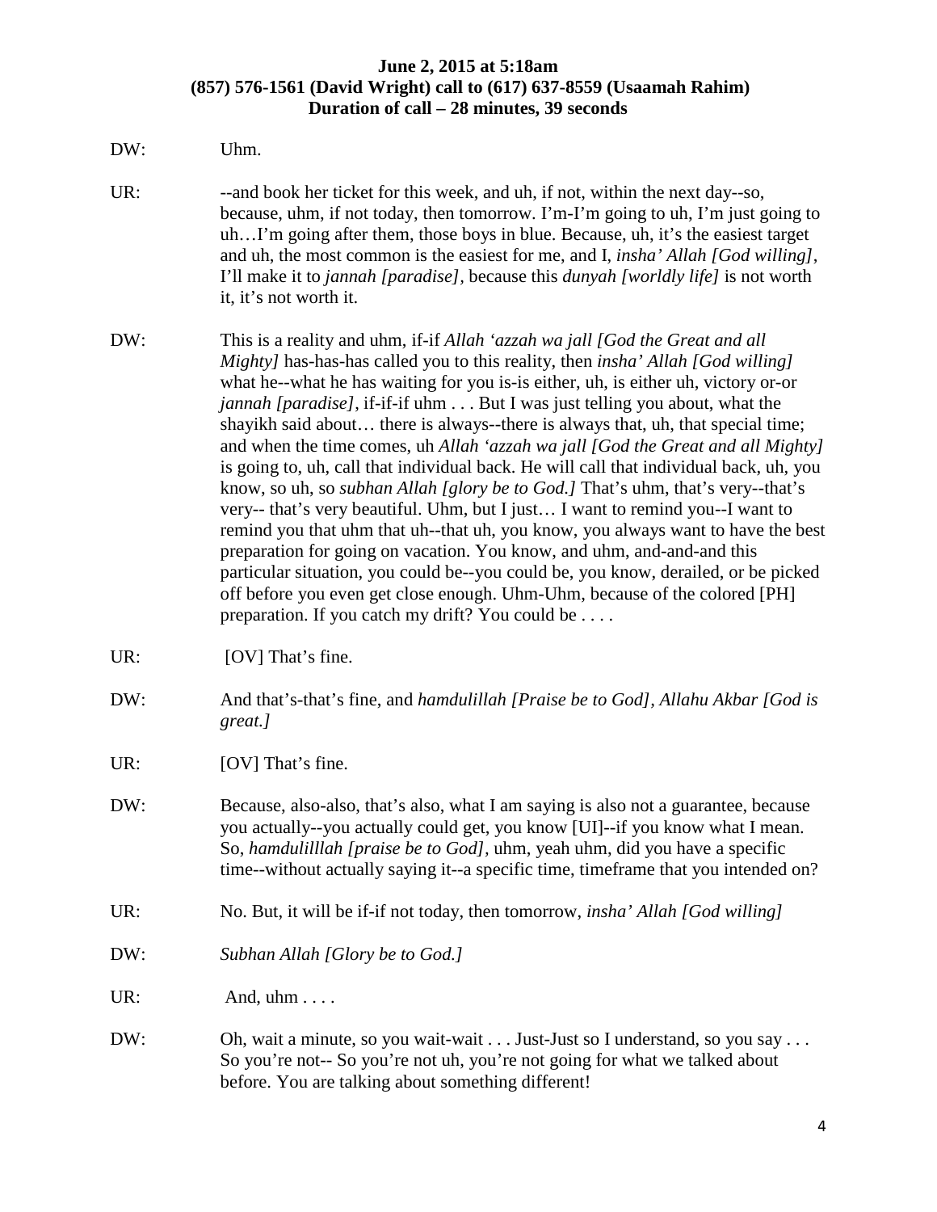**June 2, 2015 at 5:18am**
**(857) 576-1561 (David Wright) call to (617) 637-8559 (Usaamah Rahim)**
**Duration of call – 28 minutes, 39 seconds**

DW: Uhm.

UR: --and book her ticket for this week, and uh, if not, within the next day--so, because, uhm, if not today, then tomorrow. I'm-I'm going to uh, I'm just going to uh…I'm going after them, those boys in blue. Because, uh, it's the easiest target and uh, the most common is the easiest for me, and I, *insha' Allah [God willing]*, I'll make it to *jannah [paradise]*, because this *dunyah [worldly life]* is not worth it, it's not worth it.

DW: This is a reality and uhm, if-if *Allah 'azzah wa jall [God the Great and all Mighty]* has-has-has called you to this reality, then *insha' Allah [God willing]* what he--what he has waiting for you is-is either, uh, is either uh, victory or-or *jannah [paradise]*, if-if-if uhm . . . But I was just telling you about, what the shayikh said about… there is always--there is always that, uh, that special time; and when the time comes, uh *Allah 'azzah wa jall [God the Great and all Mighty]* is going to, uh, call that individual back. He will call that individual back, uh, you know, so uh, so *subhan Allah [glory be to God.]* That's uhm, that's very--that's very-- that's very beautiful. Uhm, but I just… I want to remind you--I want to remind you that uhm that uh--that uh, you know, you always want to have the best preparation for going on vacation. You know, and uhm, and-and-and this particular situation, you could be--you could be, you know, derailed, or be picked off before you even get close enough. Uhm-Uhm, because of the colored [PH] preparation. If you catch my drift? You could be . . . .

UR: [OV] That's fine.

DW: And that's-that's fine, and *hamdulillah [Praise be to God], Allahu Akbar [God is great.]*

UR: [OV] That's fine.

DW: Because, also-also, that's also, what I am saying is also not a guarantee, because you actually--you actually could get, you know [UI]--if you know what I mean. So, *hamdulilllah [praise be to God]*, uhm, yeah uhm, did you have a specific time--without actually saying it--a specific time, timeframe that you intended on?

UR: No. But, it will be if-if not today, then tomorrow, *insha' Allah [God willing]*

DW: *Subhan Allah [Glory be to God.]*

UR: And, uhm . . . .

DW: Oh, wait a minute, so you wait-wait . . . Just-Just so I understand, so you say . . . So you're not-- So you're not uh, you're not going for what we talked about before. You are talking about something different!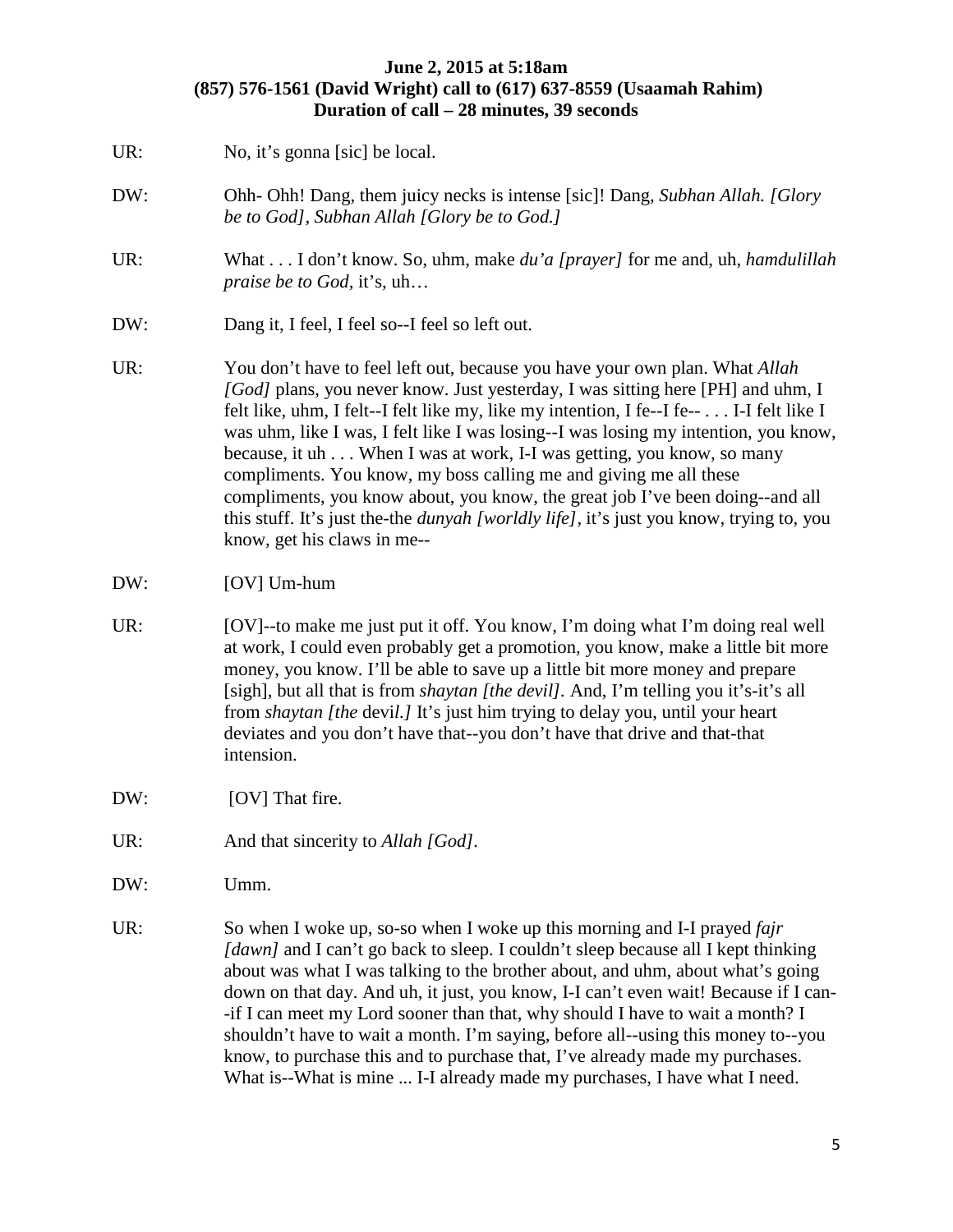**June 2, 2015 at 5:18am**
**(857) 576-1561 (David Wright) call to (617) 637-8559 (Usaamah Rahim)**
**Duration of call – 28 minutes, 39 seconds**

UR: No, it's gonna [sic] be local.

DW: Ohh- Ohh! Dang, them juicy necks is intense [sic]! Dang, *Subhan Allah. [Glory be to God], Subhan Allah [Glory be to God.]*

UR: What . . . I don't know. So, uhm, make *du'a [prayer]* for me and, uh, *hamdulillah praise be to God*, it's, uh…

DW: Dang it, I feel, I feel so--I feel so left out.

UR: You don't have to feel left out, because you have your own plan. What *Allah [God]* plans, you never know. Just yesterday, I was sitting here [PH] and uhm, I felt like, uhm, I felt--I felt like my, like my intention, I fe--I fe-- . . . I-I felt like I was uhm, like I was, I felt like I was losing--I was losing my intention, you know, because, it uh . . . When I was at work, I-I was getting, you know, so many compliments. You know, my boss calling me and giving me all these compliments, you know about, you know, the great job I've been doing--and all this stuff. It's just the-the *dunyah [worldly life]*, it's just you know, trying to, you know, get his claws in me--

DW: [OV] Um-hum

UR: [OV]--to make me just put it off. You know, I'm doing what I'm doing real well at work, I could even probably get a promotion, you know, make a little bit more money, you know. I'll be able to save up a little bit more money and prepare [sigh], but all that is from *shaytan [the devil]*. And, I'm telling you it's-it's all from *shaytan [the* devil*.]* It's just him trying to delay you, until your heart deviates and you don't have that--you don't have that drive and that-that intension.

DW: [OV] That fire.

UR: And that sincerity to *Allah [God]*.

DW: Umm.

UR: So when I woke up, so-so when I woke up this morning and I-I prayed *fajr [dawn]* and I can't go back to sleep. I couldn't sleep because all I kept thinking about was what I was talking to the brother about, and uhm, about what's going down on that day. And uh, it just, you know, I-I can't even wait! Because if I can--if I can meet my Lord sooner than that, why should I have to wait a month? I shouldn't have to wait a month. I'm saying, before all--using this money to--you know, to purchase this and to purchase that, I've already made my purchases. What is--What is mine ... I-I already made my purchases, I have what I need.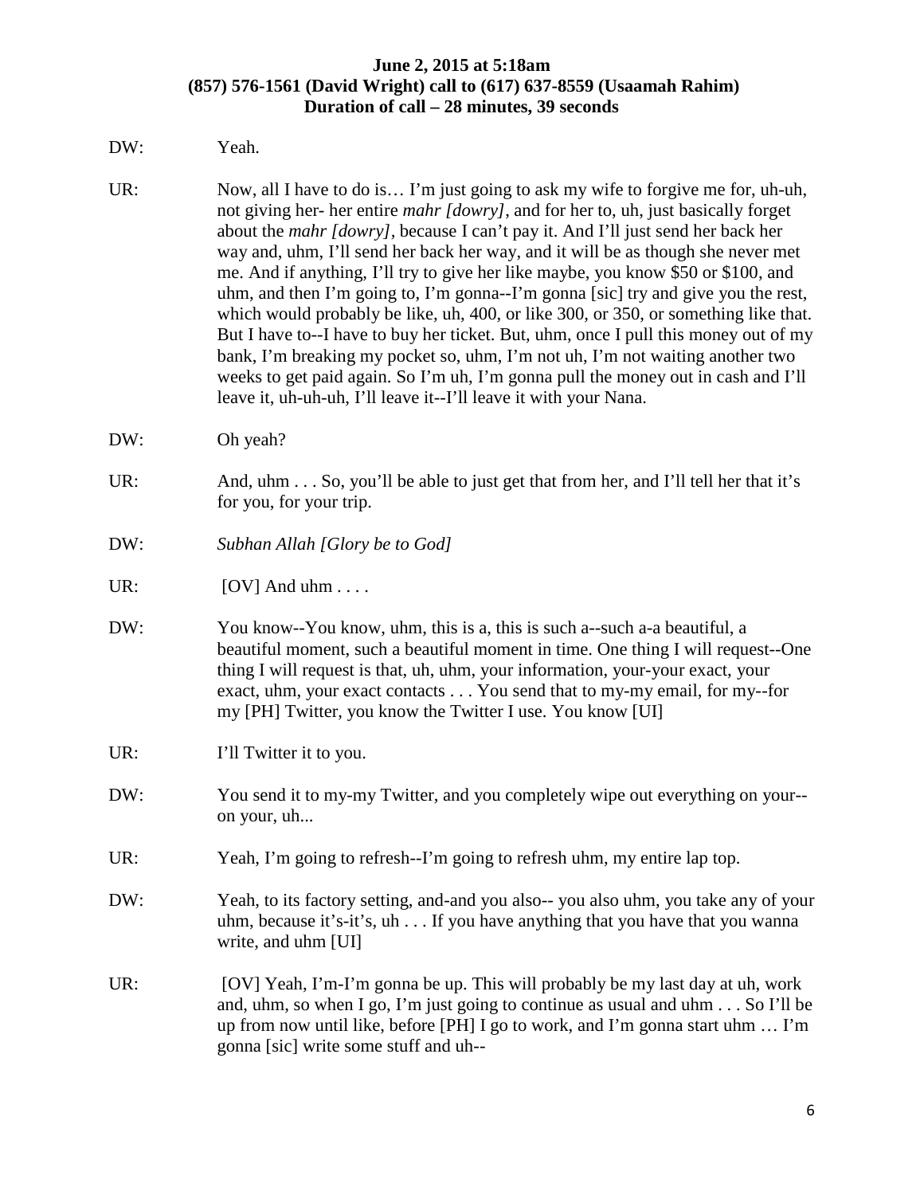**June 2, 2015 at 5:18am**
**(857) 576-1561 (David Wright) call to (617) 637-8559 (Usaamah Rahim)**
**Duration of call – 28 minutes, 39 seconds**

DW: Yeah.

UR: Now, all I have to do is… I'm just going to ask my wife to forgive me for, uh-uh, not giving her- her entire *mahr [dowry]*, and for her to, uh, just basically forget about the *mahr [dowry]*, because I can't pay it. And I'll just send her back her way and, uhm, I'll send her back her way, and it will be as though she never met me. And if anything, I'll try to give her like maybe, you know $50 or $100, and uhm, and then I'm going to, I'm gonna--I'm gonna [sic] try and give you the rest, which would probably be like, uh, 400, or like 300, or 350, or something like that. But I have to--I have to buy her ticket. But, uhm, once I pull this money out of my bank, I'm breaking my pocket so, uhm, I'm not uh, I'm not waiting another two weeks to get paid again. So I'm uh, I'm gonna pull the money out in cash and I'll leave it, uh-uh-uh, I'll leave it--I'll leave it with your Nana.

DW: Oh yeah?

UR: And, uhm . . . So, you'll be able to just get that from her, and I'll tell her that it's for you, for your trip.

DW: *Subhan Allah [Glory be to God]*

UR: [OV] And uhm . . . .

DW: You know--You know, uhm, this is a, this is such a--such a-a beautiful, a beautiful moment, such a beautiful moment in time. One thing I will request--One thing I will request is that, uh, uhm, your information, your-your exact, your exact, uhm, your exact contacts . . . You send that to my-my email, for my--for my [PH] Twitter, you know the Twitter I use. You know [UI]

UR: I'll Twitter it to you.

DW: You send it to my-my Twitter, and you completely wipe out everything on your--on your, uh...

UR: Yeah, I'm going to refresh--I'm going to refresh uhm, my entire lap top.

DW: Yeah, to its factory setting, and-and you also-- you also uhm, you take any of your uhm, because it's-it's, uh . . . If you have anything that you have that you wanna write, and uhm [UI]

UR: [OV] Yeah, I'm-I'm gonna be up. This will probably be my last day at uh, work and, uhm, so when I go, I'm just going to continue as usual and uhm . . . So I'll be up from now until like, before [PH] I go to work, and I'm gonna start uhm … I'm gonna [sic] write some stuff and uh--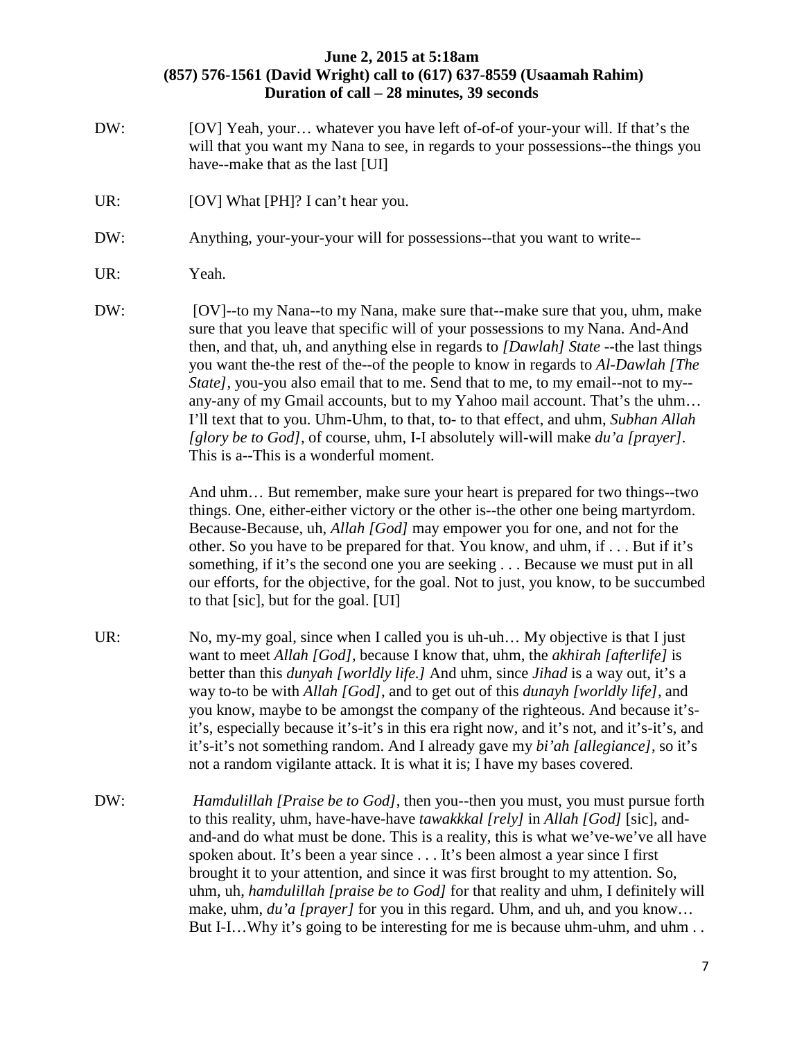**June 2, 2015 at 5:18am**
**(857) 576-1561 (David Wright) call to (617) 637-8559 (Usaamah Rahim)**
**Duration of call – 28 minutes, 39 seconds**

DW: [OV] Yeah, your… whatever you have left of-of-of your-your will. If that's the will that you want my Nana to see, in regards to your possessions--the things you have--make that as the last [UI]

UR: [OV] What [PH]? I can't hear you.

DW: Anything, your-your-your will for possessions--that you want to write--

UR: Yeah.

DW: [OV]--to my Nana--to my Nana, make sure that--make sure that you, uhm, make sure that you leave that specific will of your possessions to my Nana. And-And then, and that, uh, and anything else in regards to *[Dawlah] State* --the last things you want the-the rest of the--of the people to know in regards to *Al-Dawlah [The State]*, you-you also email that to me. Send that to me, to my email--not to my--any-any of my Gmail accounts, but to my Yahoo mail account. That's the uhm… I'll text that to you. Uhm-Uhm, to that, to- to that effect, and uhm, *Subhan Allah [glory be to God]*, of course, uhm, I-I absolutely will-will make *du'a [prayer]*. This is a--This is a wonderful moment.

And uhm… But remember, make sure your heart is prepared for two things--two things. One, either-either victory or the other is--the other one being martyrdom. Because-Because, uh, *Allah [God]* may empower you for one, and not for the other. So you have to be prepared for that. You know, and uhm, if . . . But if it's something, if it's the second one you are seeking . . . Because we must put in all our efforts, for the objective, for the goal. Not to just, you know, to be succumbed to that [sic], but for the goal. [UI]

UR: No, my-my goal, since when I called you is uh-uh… My objective is that I just want to meet *Allah [God]*, because I know that, uhm, the *akhirah [afterlife]* is better than this *dunyah [worldly life.]* And uhm, since *Jihad* is a way out, it's a way to-to be with *Allah [God]*, and to get out of this *dunayh [worldly life]*, and you know, maybe to be amongst the company of the righteous. And because it's-it's, especially because it's-it's in this era right now, and it's not, and it's-it's, and it's-it's not something random. And I already gave my *bi'ah [allegiance]*, so it's not a random vigilante attack. It is what it is; I have my bases covered.

DW: *Hamdulillah [Praise be to God]*, then you--then you must, you must pursue forth to this reality, uhm, have-have-have *tawakkkal [rely]* in *Allah [God]* [sic], and-and-and do what must be done. This is a reality, this is what we've-we've all have spoken about. It's been a year since . . . It's been almost a year since I first brought it to your attention, and since it was first brought to my attention. So, uhm, uh, *hamdulillah [praise be to God]* for that reality and uhm, I definitely will make, uhm, *du'a [prayer]* for you in this regard. Uhm, and uh, and you know… But I-I…Why it's going to be interesting for me is because uhm-uhm, and uhm . .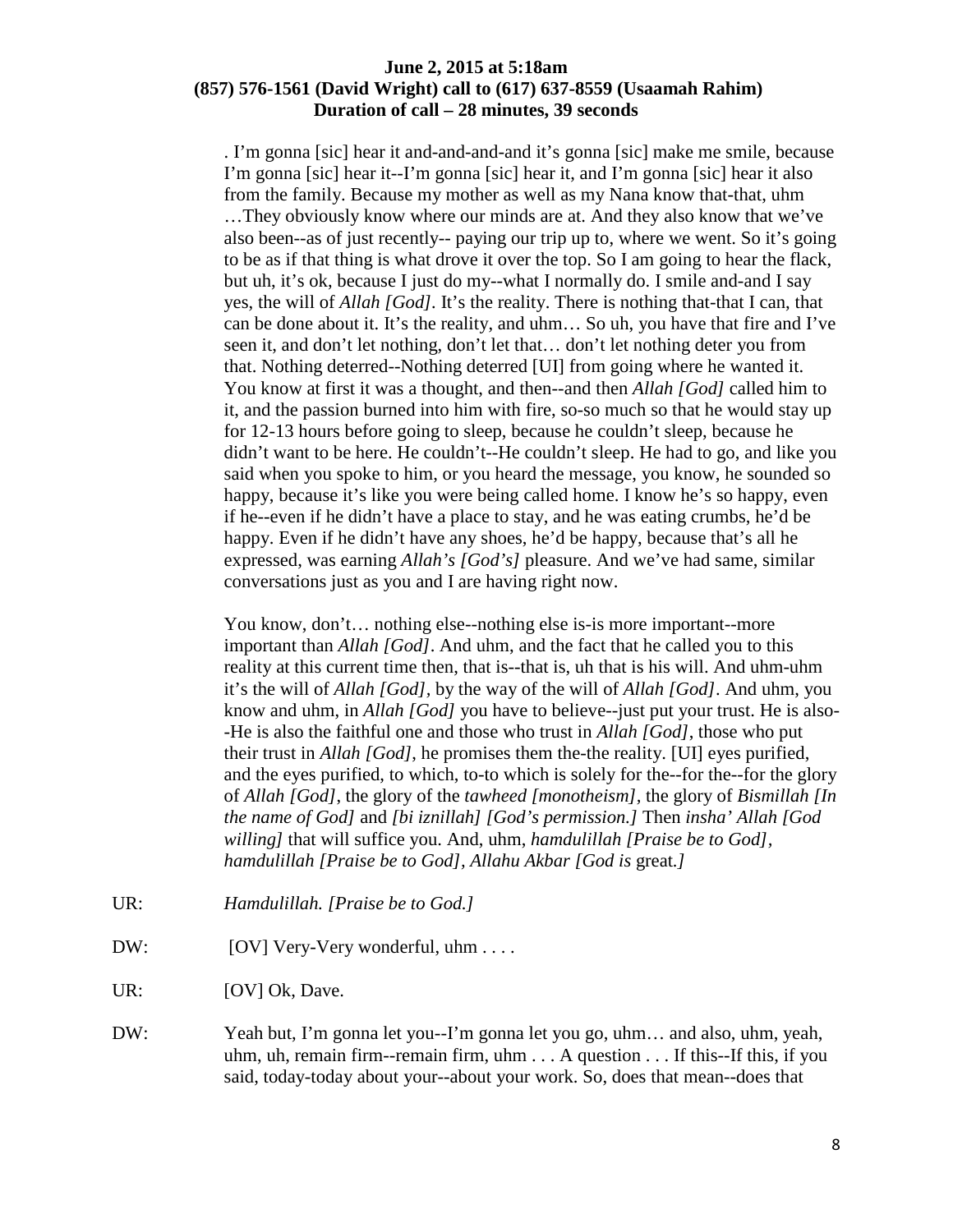**June 2, 2015 at 5:18am**
**(857) 576-1561 (David Wright) call to (617) 637-8559 (Usaamah Rahim)**
**Duration of call – 28 minutes, 39 seconds**

. I'm gonna [sic] hear it and-and-and-and it's gonna [sic] make me smile, because I'm gonna [sic] hear it--I'm gonna [sic] hear it, and I'm gonna [sic] hear it also from the family. Because my mother as well as my Nana know that-that, uhm …They obviously know where our minds are at. And they also know that we've also been--as of just recently-- paying our trip up to, where we went. So it's going to be as if that thing is what drove it over the top. So I am going to hear the flack, but uh, it's ok, because I just do my--what I normally do. I smile and-and I say yes, the will of *Allah [God]*. It's the reality. There is nothing that-that I can, that can be done about it. It's the reality, and uhm… So uh, you have that fire and I've seen it, and don't let nothing, don't let that… don't let nothing deter you from that. Nothing deterred--Nothing deterred [UI] from going where he wanted it. You know at first it was a thought, and then--and then *Allah [God]* called him to it, and the passion burned into him with fire, so-so much so that he would stay up for 12-13 hours before going to sleep, because he couldn't sleep, because he didn't want to be here. He couldn't--He couldn't sleep. He had to go, and like you said when you spoke to him, or you heard the message, you know, he sounded so happy, because it's like you were being called home. I know he's so happy, even if he--even if he didn't have a place to stay, and he was eating crumbs, he'd be happy. Even if he didn't have any shoes, he'd be happy, because that's all he expressed, was earning *Allah's [God's]* pleasure. And we've had same, similar conversations just as you and I are having right now.

You know, don't… nothing else--nothing else is-is more important--more important than *Allah [God]*. And uhm, and the fact that he called you to this reality at this current time then, that is--that is, uh that is his will. And uhm-uhm it's the will of *Allah [God]*, by the way of the will of *Allah [God]*. And uhm, you know and uhm, in *Allah [God]* you have to believe--just put your trust. He is also--He is also the faithful one and those who trust in *Allah [God]*, those who put their trust in *Allah [God]*, he promises them the-the reality. [UI] eyes purified, and the eyes purified, to which, to-to which is solely for the--for the--for the glory of *Allah [God]*, the glory of the *tawheed [monotheism]*, the glory of *Bismillah [In the name of God]* and *[bi iznillah] [God's permission.]* Then *insha' Allah [God willing]* that will suffice you. And, uhm, *hamdulillah [Praise be to God]*, *hamdulillah [Praise be to God]*, *Allahu Akbar [God is* great.*]*

UR: *Hamdulillah. [Praise be to God.]*

DW: [OV] Very-Very wonderful, uhm . . . .

UR: [OV] Ok, Dave.

DW: Yeah but, I'm gonna let you--I'm gonna let you go, uhm… and also, uhm, yeah, uhm, uh, remain firm--remain firm, uhm . . . A question . . . If this--If this, if you said, today-today about your--about your work. So, does that mean--does that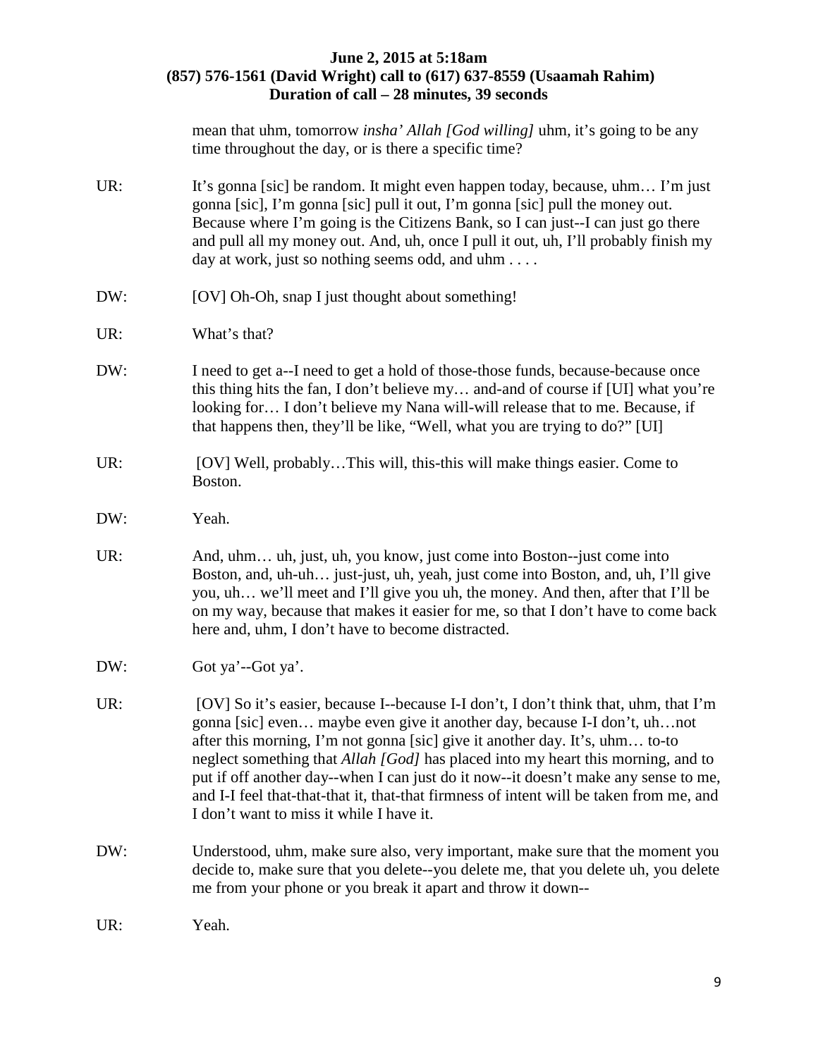mean that uhm, tomorrow *insha' Allah [God willing]* uhm, it's going to be any time throughout the day, or is there a specific time?

UR: It's gonna [sic] be random. It might even happen today, because, uhm… I'm just gonna [sic], I'm gonna [sic] pull it out, I'm gonna [sic] pull the money out. Because where I'm going is the Citizens Bank, so I can just--I can just go there and pull all my money out. And, uh, once I pull it out, uh, I'll probably finish my day at work, just so nothing seems odd, and uhm . . . .

DW: [OV] Oh-Oh, snap I just thought about something!

UR: What's that?

DW: I need to get a--I need to get a hold of those-those funds, because-because once this thing hits the fan, I don't believe my… and-and of course if [UI] what you're looking for… I don't believe my Nana will-will release that to me. Because, if that happens then, they'll be like, "Well, what you are trying to do?" [UI]

UR: [OV] Well, probably…This will, this-this will make things easier. Come to Boston.

DW: Yeah.

UR: And, uhm… uh, just, uh, you know, just come into Boston--just come into Boston, and, uh-uh… just-just, uh, yeah, just come into Boston, and, uh, I'll give you, uh… we'll meet and I'll give you uh, the money. And then, after that I'll be on my way, because that makes it easier for me, so that I don't have to come back here and, uhm, I don't have to become distracted.

DW: Got ya'--Got ya'.

UR: [OV] So it's easier, because I--because I-I don't, I don't think that, uhm, that I'm gonna [sic] even… maybe even give it another day, because I-I don't, uh…not after this morning, I'm not gonna [sic] give it another day. It's, uhm… to-to neglect something that *Allah [God]* has placed into my heart this morning, and to put if off another day--when I can just do it now--it doesn't make any sense to me, and I-I feel that-that-that it, that-that firmness of intent will be taken from me, and I don't want to miss it while I have it.

DW: Understood, uhm, make sure also, very important, make sure that the moment you decide to, make sure that you delete--you delete me, that you delete uh, you delete me from your phone or you break it apart and throw it down--

UR: Yeah.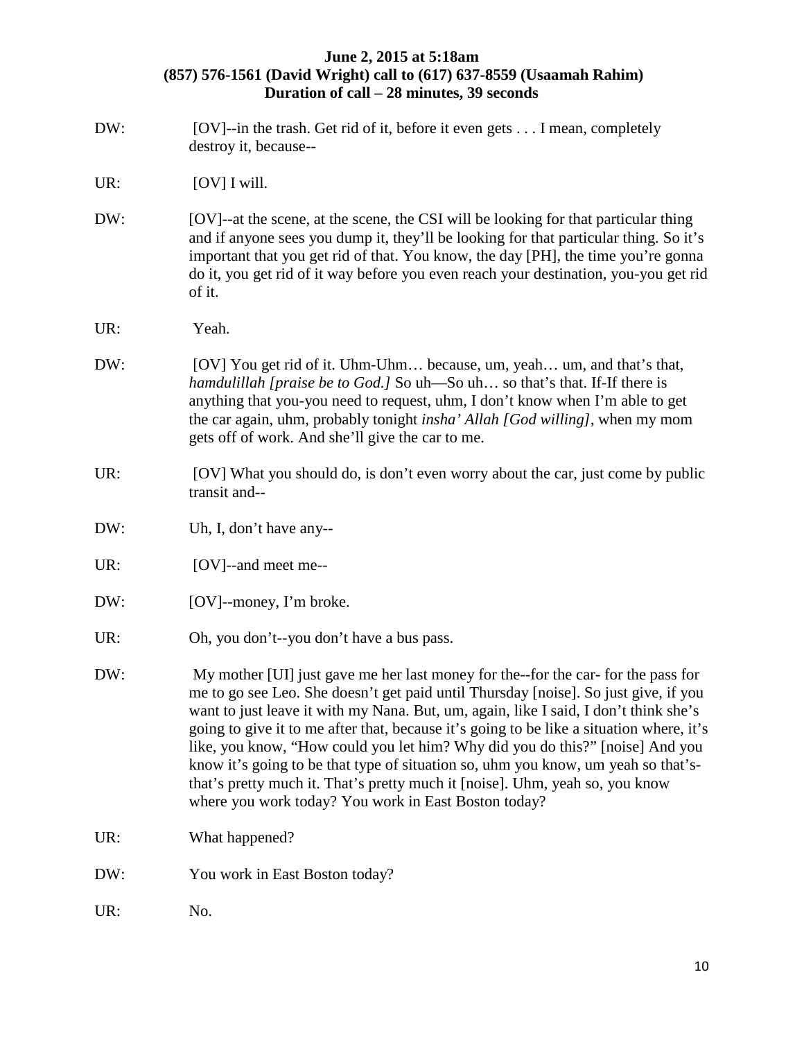**June 2, 2015 at 5:18am**
**(857) 576-1561 (David Wright) call to (617) 637-8559 (Usaamah Rahim)**
**Duration of call – 28 minutes, 39 seconds**

DW: [OV]--in the trash. Get rid of it, before it even gets . . . I mean, completely destroy it, because--

UR: [OV] I will.

DW: [OV]--at the scene, at the scene, the CSI will be looking for that particular thing and if anyone sees you dump it, they'll be looking for that particular thing. So it's important that you get rid of that. You know, the day [PH], the time you're gonna do it, you get rid of it way before you even reach your destination, you-you get rid of it.

UR: Yeah.

DW: [OV] You get rid of it. Uhm-Uhm… because, um, yeah… um, and that's that, *hamdulillah [praise be to God.]* So uh—So uh… so that's that. If-If there is anything that you-you need to request, uhm, I don't know when I'm able to get the car again, uhm, probably tonight *insha' Allah [God willing]*, when my mom gets off of work. And she'll give the car to me.

UR: [OV] What you should do, is don't even worry about the car, just come by public transit and--

DW: Uh, I, don't have any--

UR: [OV]--and meet me--

DW: [OV]--money, I'm broke.

UR: Oh, you don't--you don't have a bus pass.

DW: My mother [UI] just gave me her last money for the--for the car- for the pass for me to go see Leo. She doesn't get paid until Thursday [noise]. So just give, if you want to just leave it with my Nana. But, um, again, like I said, I don't think she's going to give it to me after that, because it's going to be like a situation where, it's like, you know, "How could you let him? Why did you do this?" [noise] And you know it's going to be that type of situation so, uhm you know, um yeah so that's-that's pretty much it. That's pretty much it [noise]. Uhm, yeah so, you know where you work today? You work in East Boston today?

UR: What happened?

DW: You work in East Boston today?

UR: No.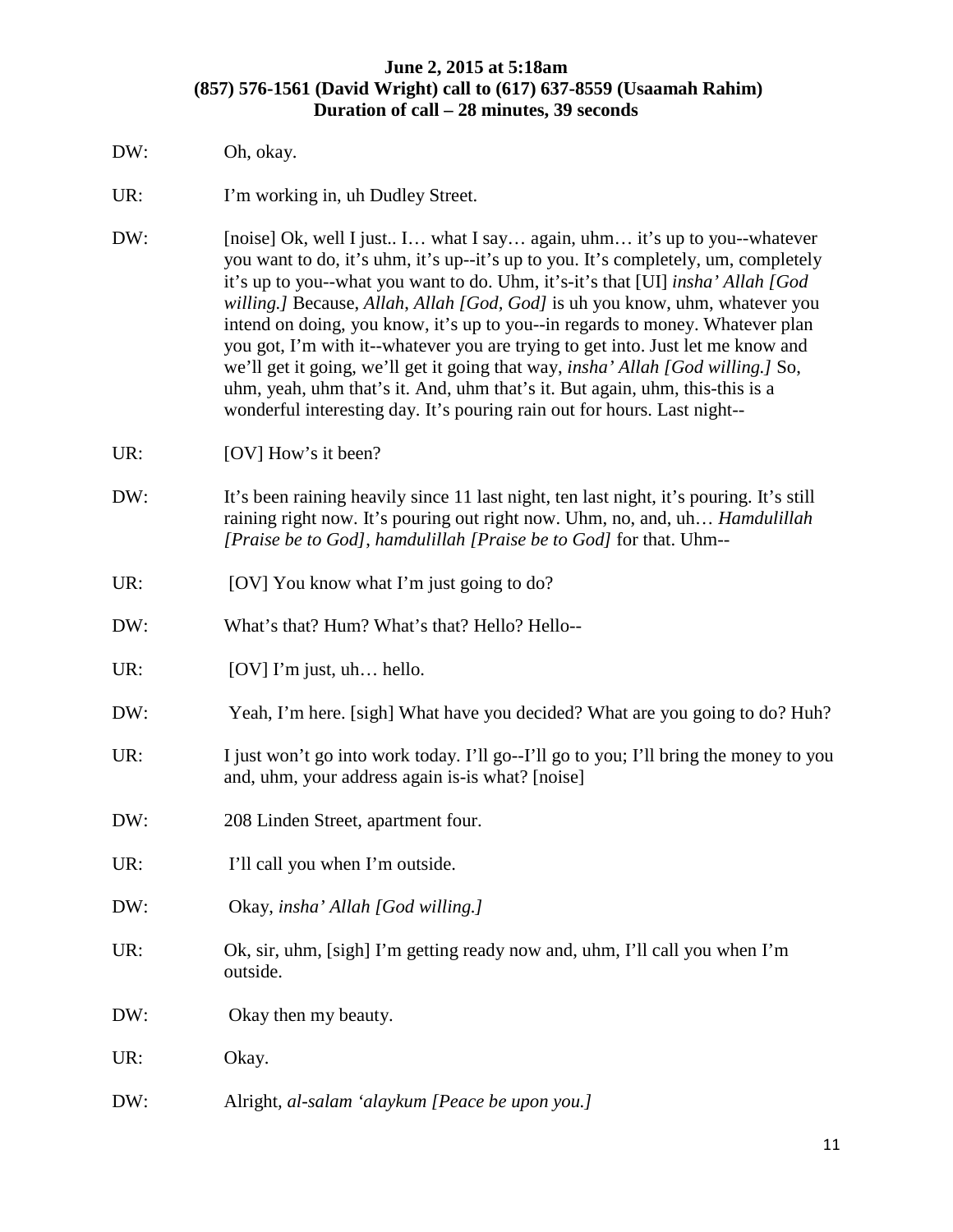**June 2, 2015 at 5:18am**
**(857) 576-1561 (David Wright) call to (617) 637-8559 (Usaamah Rahim)**
**Duration of call – 28 minutes, 39 seconds**

DW: Oh, okay.

UR: I'm working in, uh Dudley Street.

DW: [noise] Ok, well I just.. I… what I say… again, uhm… it's up to you--whatever you want to do, it's uhm, it's up--it's up to you. It's completely, um, completely it's up to you--what you want to do. Uhm, it's-it's that [UI] *insha' Allah [God willing.]* Because, *Allah*, *Allah [God, God]* is uh you know, uhm, whatever you intend on doing, you know, it's up to you--in regards to money. Whatever plan you got, I'm with it--whatever you are trying to get into. Just let me know and we'll get it going, we'll get it going that way, *insha' Allah [God willing.]* So, uhm, yeah, uhm that's it. And, uhm that's it. But again, uhm, this-this is a wonderful interesting day. It's pouring rain out for hours. Last night--

UR: [OV] How's it been?

DW: It's been raining heavily since 11 last night, ten last night, it's pouring. It's still raining right now. It's pouring out right now. Uhm, no, and, uh… *Hamdulillah [Praise be to God], hamdulillah [Praise be to God]* for that. Uhm--

UR: [OV] You know what I'm just going to do?

DW: What's that? Hum? What's that? Hello? Hello--

UR: [OV] I'm just, uh… hello.

DW: Yeah, I'm here. [sigh] What have you decided? What are you going to do? Huh?

UR: I just won't go into work today. I'll go--I'll go to you; I'll bring the money to you and, uhm, your address again is-is what? [noise]

DW: 208 Linden Street, apartment four.

UR: I'll call you when I'm outside.

DW: Okay, *insha' Allah [God willing.]*

UR: Ok, sir, uhm, [sigh] I'm getting ready now and, uhm, I'll call you when I'm outside.

DW: Okay then my beauty.

UR: Okay.

DW: Alright, *al-salam 'alaykum [Peace be upon you.]*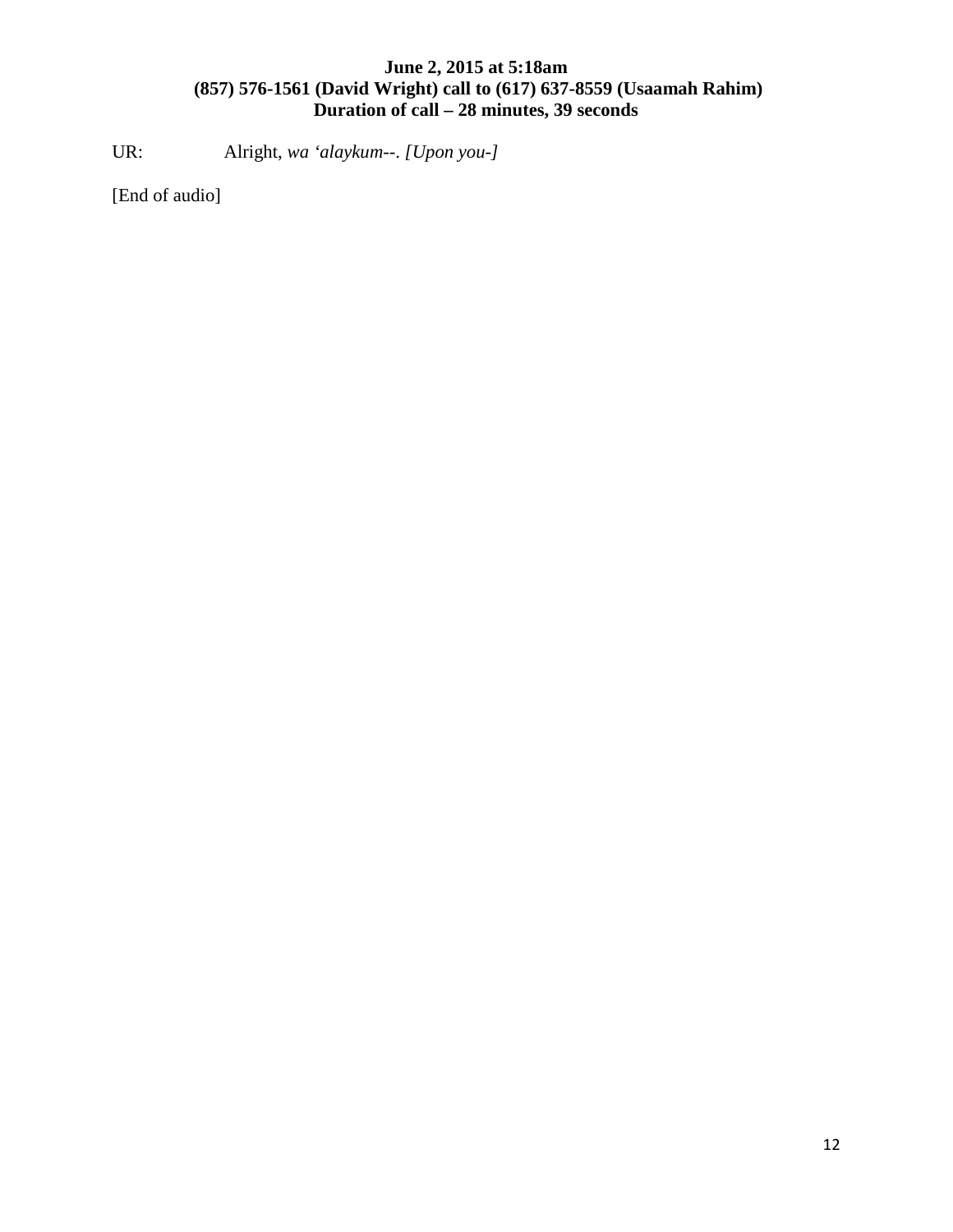**June 2, 2015 at 5:18am**
**(857) 576-1561 (David Wright) call to (617) 637-8559 (Usaamah Rahim)**
**Duration of call – 28 minutes, 39 seconds**

UR: Alright, *wa 'alaykum--. [Upon you-]*

[End of audio]